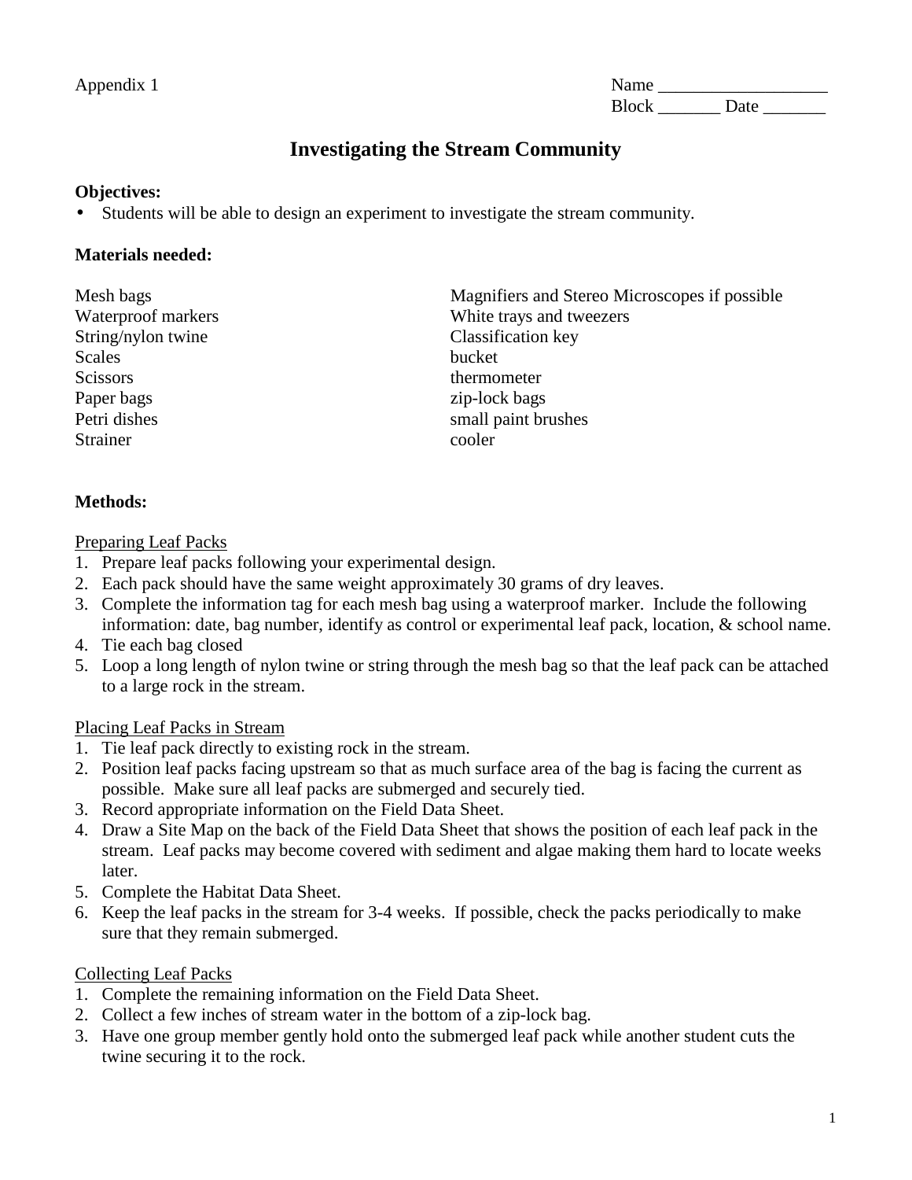Appendix 1

Name ___________________
Block _______ Date _______

# Investigating the Stream Community

**Objectives:**

- Students will be able to design an experiment to investigate the stream community.

**Materials needed:**

Mesh bags
Waterproof markers
String/nylon twine
Scales
Scissors
Paper bags
Petri dishes
Strainer
Magnifiers and Stereo Microscopes if possible
White trays and tweezers
Classification key
bucket
thermometer
zip-lock bags
small paint brushes
cooler

**Methods:**

<u>Preparing Leaf Packs</u>

1. Prepare leaf packs following your experimental design.
2. Each pack should have the same weight approximately 30 grams of dry leaves.
3. Complete the information tag for each mesh bag using a waterproof marker. Include the following information: date, bag number, identify as control or experimental leaf pack, location, & school name.
4. Tie each bag closed
5. Loop a long length of nylon twine or string through the mesh bag so that the leaf pack can be attached to a large rock in the stream.

<u>Placing Leaf Packs in Stream</u>

1. Tie leaf pack directly to existing rock in the stream.
2. Position leaf packs facing upstream so that as much surface area of the bag is facing the current as possible. Make sure all leaf packs are submerged and securely tied.
3. Record appropriate information on the Field Data Sheet.
4. Draw a Site Map on the back of the Field Data Sheet that shows the position of each leaf pack in the stream. Leaf packs may become covered with sediment and algae making them hard to locate weeks later.
5. Complete the Habitat Data Sheet.
6. Keep the leaf packs in the stream for 3-4 weeks. If possible, check the packs periodically to make sure that they remain submerged.

<u>Collecting Leaf Packs</u>

1. Complete the remaining information on the Field Data Sheet.
2. Collect a few inches of stream water in the bottom of a zip-lock bag.
3. Have one group member gently hold onto the submerged leaf pack while another student cuts the twine securing it to the rock.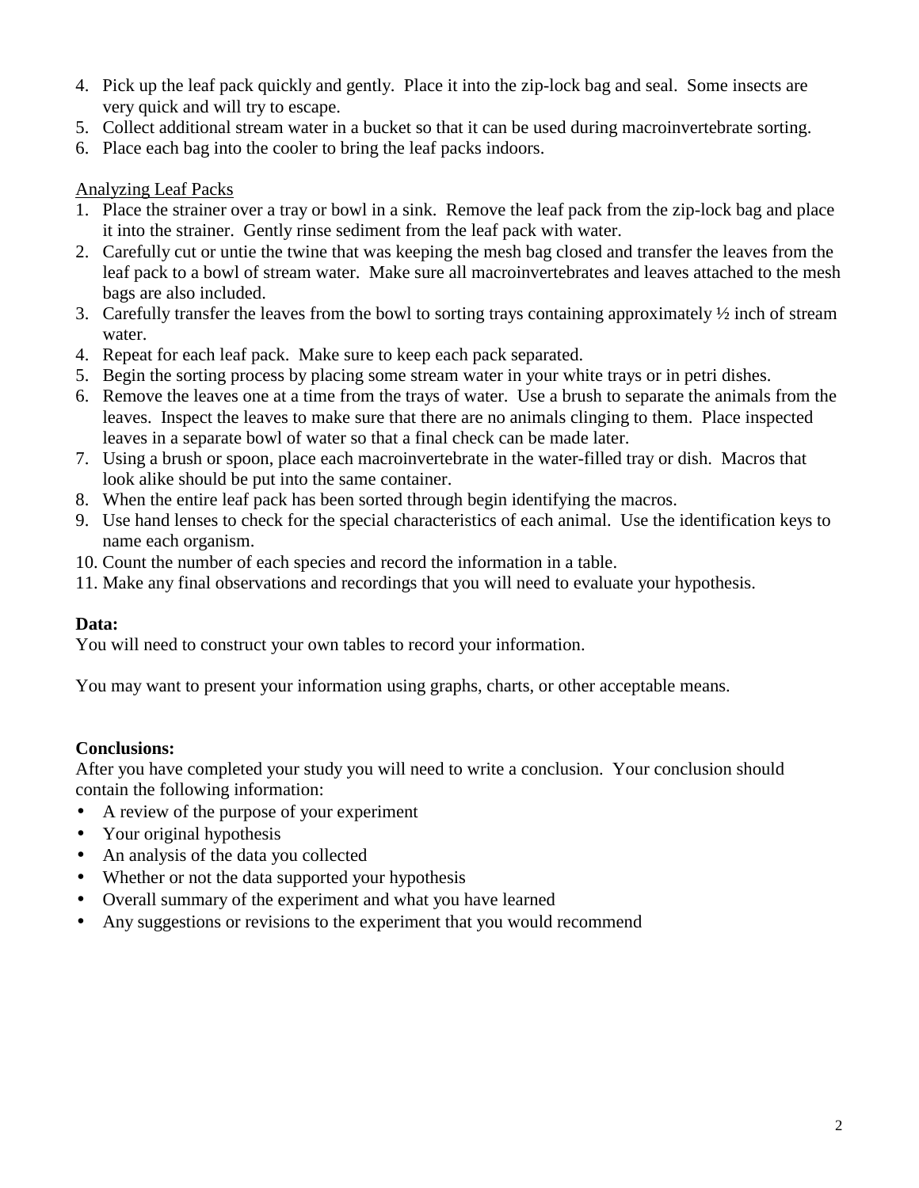4. Pick up the leaf pack quickly and gently. Place it into the zip-lock bag and seal. Some insects are very quick and will try to escape.
5. Collect additional stream water in a bucket so that it can be used during macroinvertebrate sorting.
6. Place each bag into the cooler to bring the leaf packs indoors.

<u>Analyzing Leaf Packs</u>

1. Place the strainer over a tray or bowl in a sink. Remove the leaf pack from the zip-lock bag and place it into the strainer. Gently rinse sediment from the leaf pack with water.
2. Carefully cut or untie the twine that was keeping the mesh bag closed and transfer the leaves from the leaf pack to a bowl of stream water. Make sure all macroinvertebrates and leaves attached to the mesh bags are also included.
3. Carefully transfer the leaves from the bowl to sorting trays containing approximately ½ inch of stream water.
4. Repeat for each leaf pack. Make sure to keep each pack separated.
5. Begin the sorting process by placing some stream water in your white trays or in petri dishes.
6. Remove the leaves one at a time from the trays of water. Use a brush to separate the animals from the leaves. Inspect the leaves to make sure that there are no animals clinging to them. Place inspected leaves in a separate bowl of water so that a final check can be made later.
7. Using a brush or spoon, place each macroinvertebrate in the water-filled tray or dish. Macros that look alike should be put into the same container.
8. When the entire leaf pack has been sorted through begin identifying the macros.
9. Use hand lenses to check for the special characteristics of each animal. Use the identification keys to name each organism.
10. Count the number of each species and record the information in a table.
11. Make any final observations and recordings that you will need to evaluate your hypothesis.

**Data:**

You will need to construct your own tables to record your information.

You may want to present your information using graphs, charts, or other acceptable means.

**Conclusions:**

After you have completed your study you will need to write a conclusion. Your conclusion should contain the following information:

- A review of the purpose of your experiment
- Your original hypothesis
- An analysis of the data you collected
- Whether or not the data supported your hypothesis
- Overall summary of the experiment and what you have learned
- Any suggestions or revisions to the experiment that you would recommend